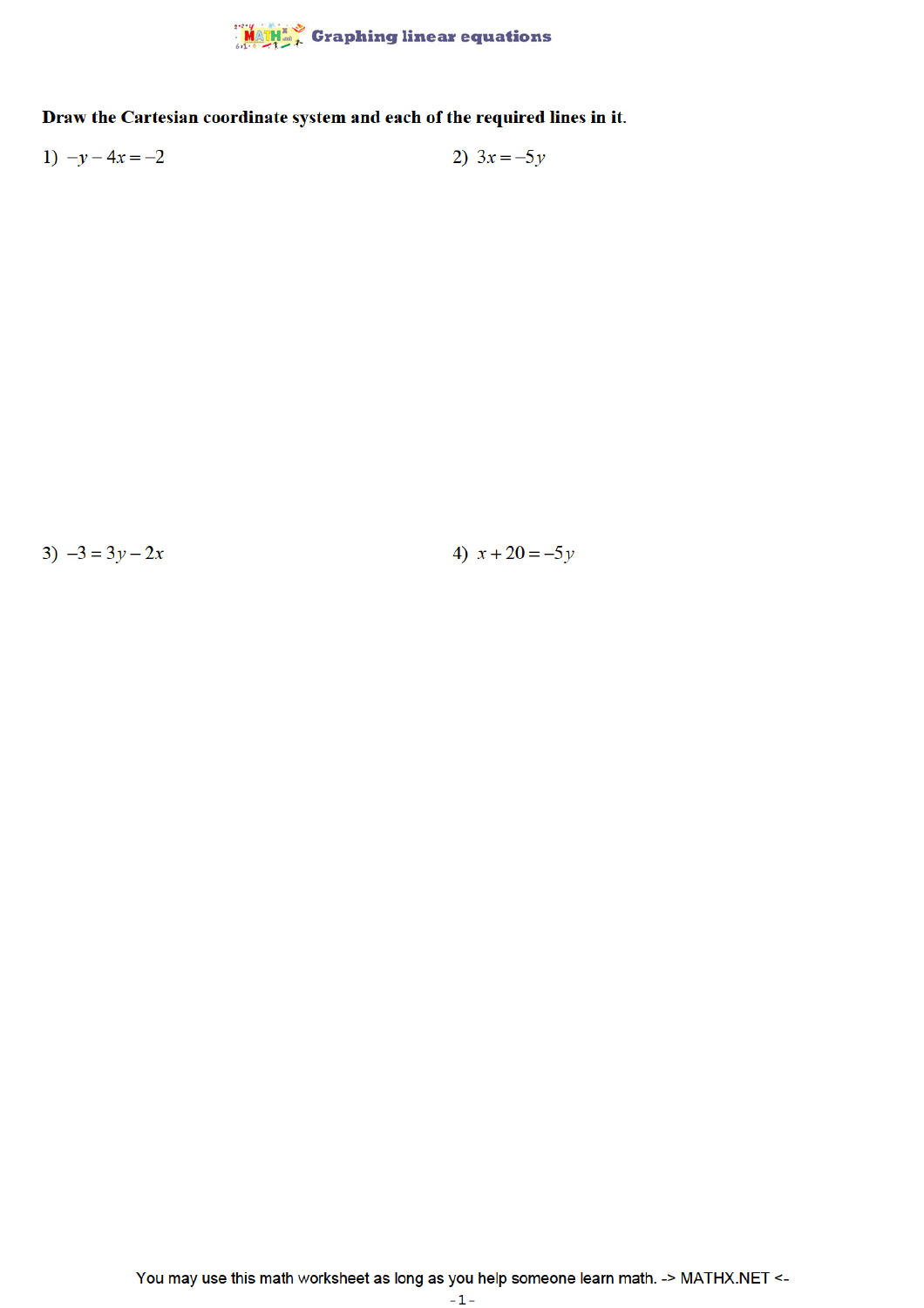# Graphing linear equations

**Draw the Cartesian coordinate system and each of the required lines in it.**

1) $-y-4x=-2$

2) $3x=-5y$

3) $-3=3y-2x$

4) $x+20=-5y$

You may use this math worksheet as long as you help someone learn math. -> MATHX.NET <-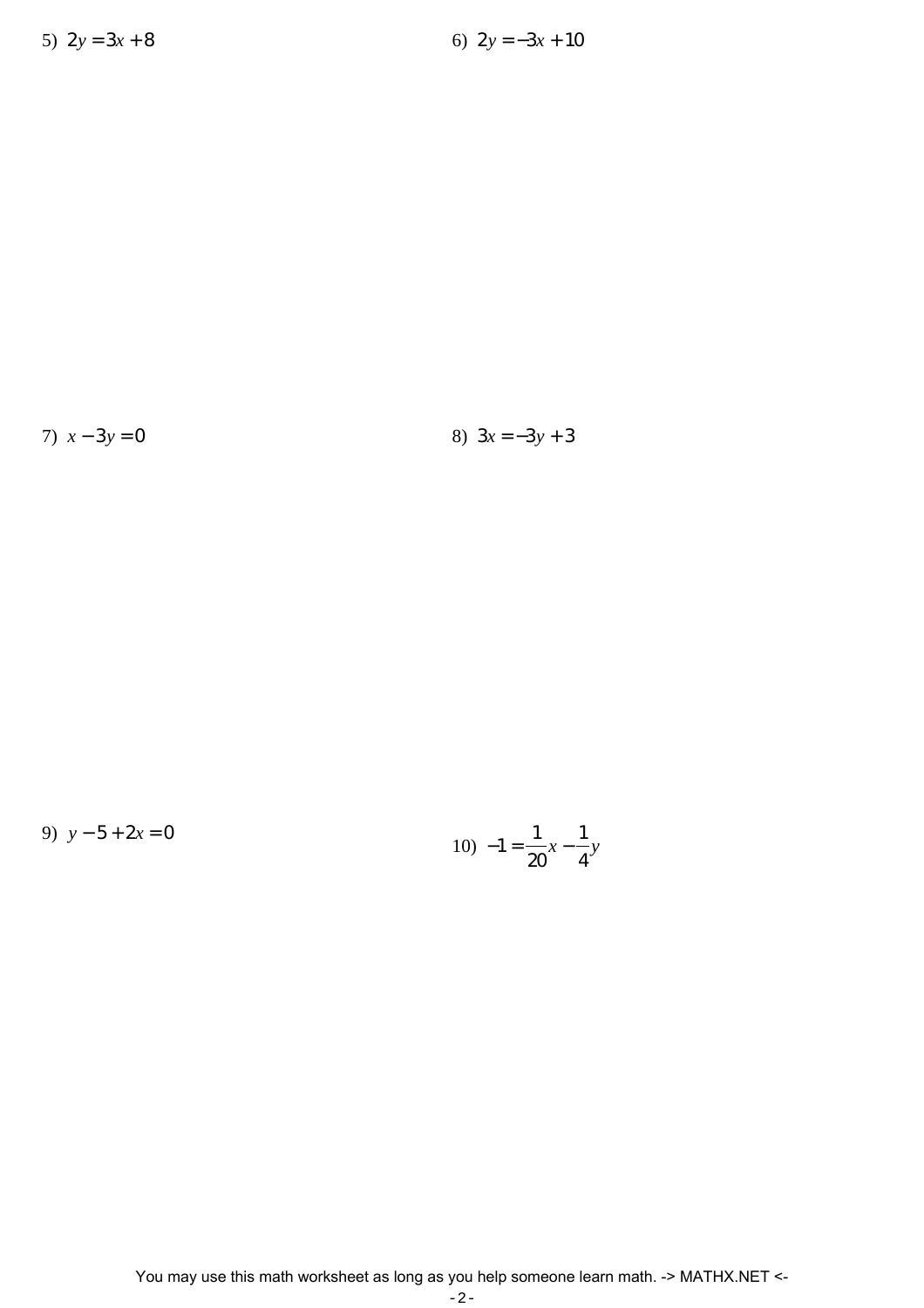5) $2y = 3x + 8$

6) $2y = -3x + 10$

7) $x - 3y = 0$

8) $3x = -3y + 3$

9) $y - 5 + 2x = 0$

10) $-1 = \frac{1}{20}x - \frac{1}{4}y$

You may use this math worksheet as long as you help someone learn math. -> MATHX.NET <-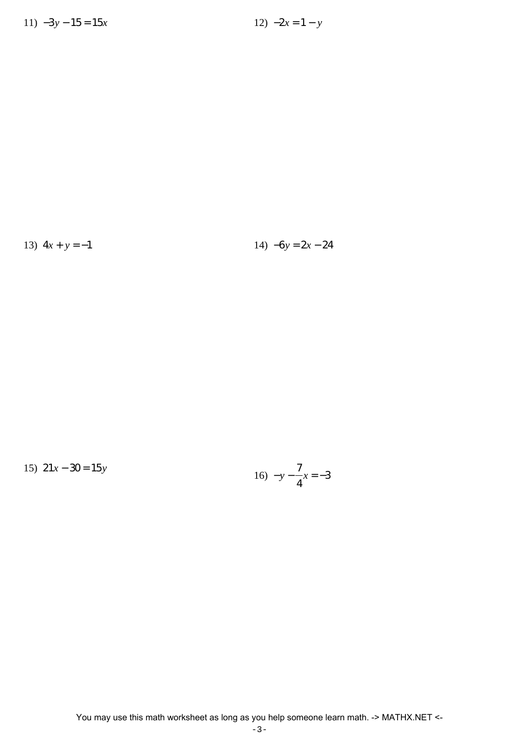11) $-3y - 15 = 15x$

12) $-2x = 1 - y$

13) $4x + y = -1$

14) $-6y = 2x - 24$

15) $21x - 30 = 15y$

16) $-y - \frac{7}{4}x = -3$

You may use this math worksheet as long as you help someone learn math. -> MATHX.NET <-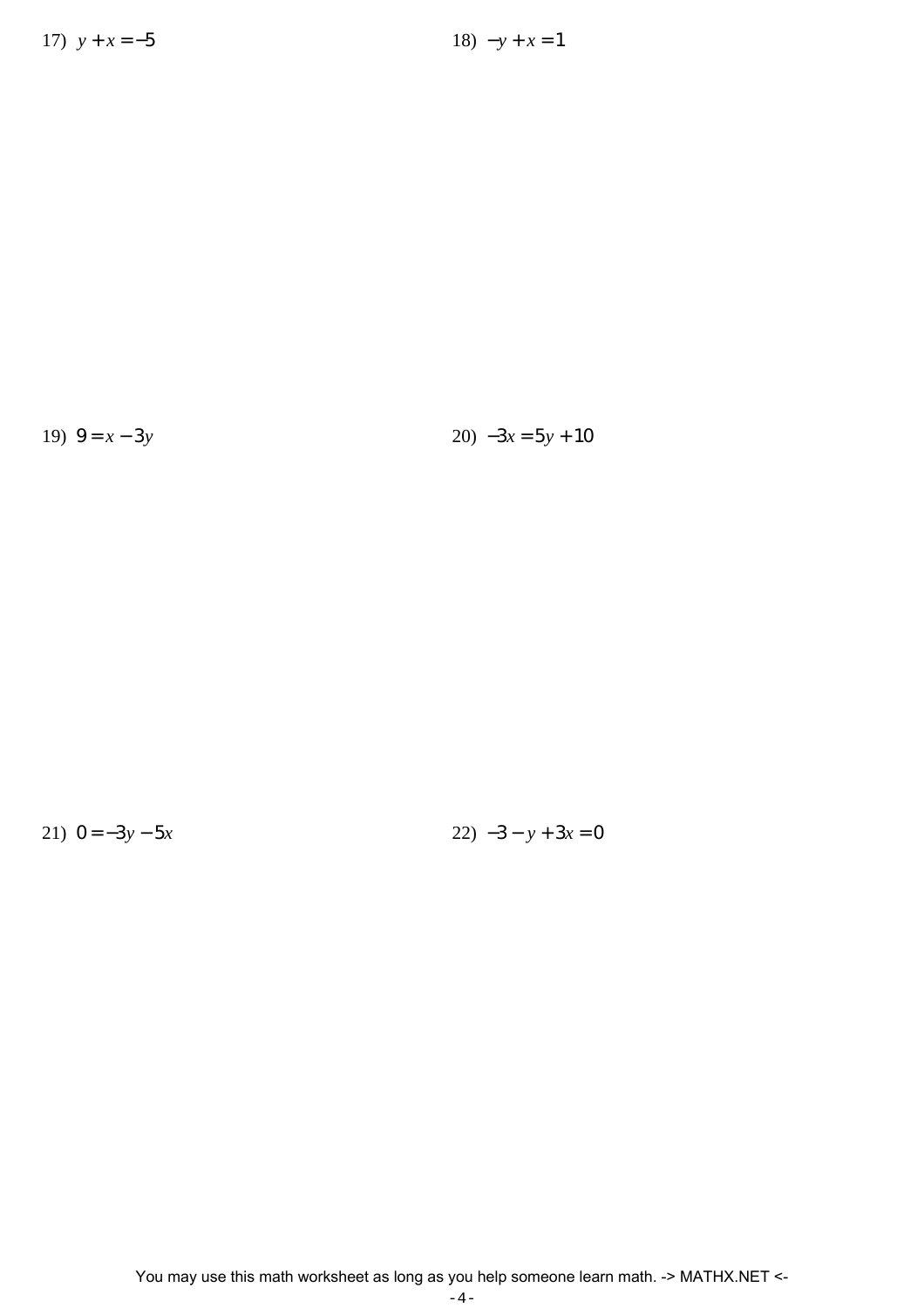17) $y + x = -5$

18) $-y + x = 1$

19) $9 = x - 3y$

20) $-3x = 5y + 10$

21) $0 = -3y - 5x$

22) $-3 - y + 3x = 0$

You may use this math worksheet as long as you help someone learn math. -> MATHX.NET <-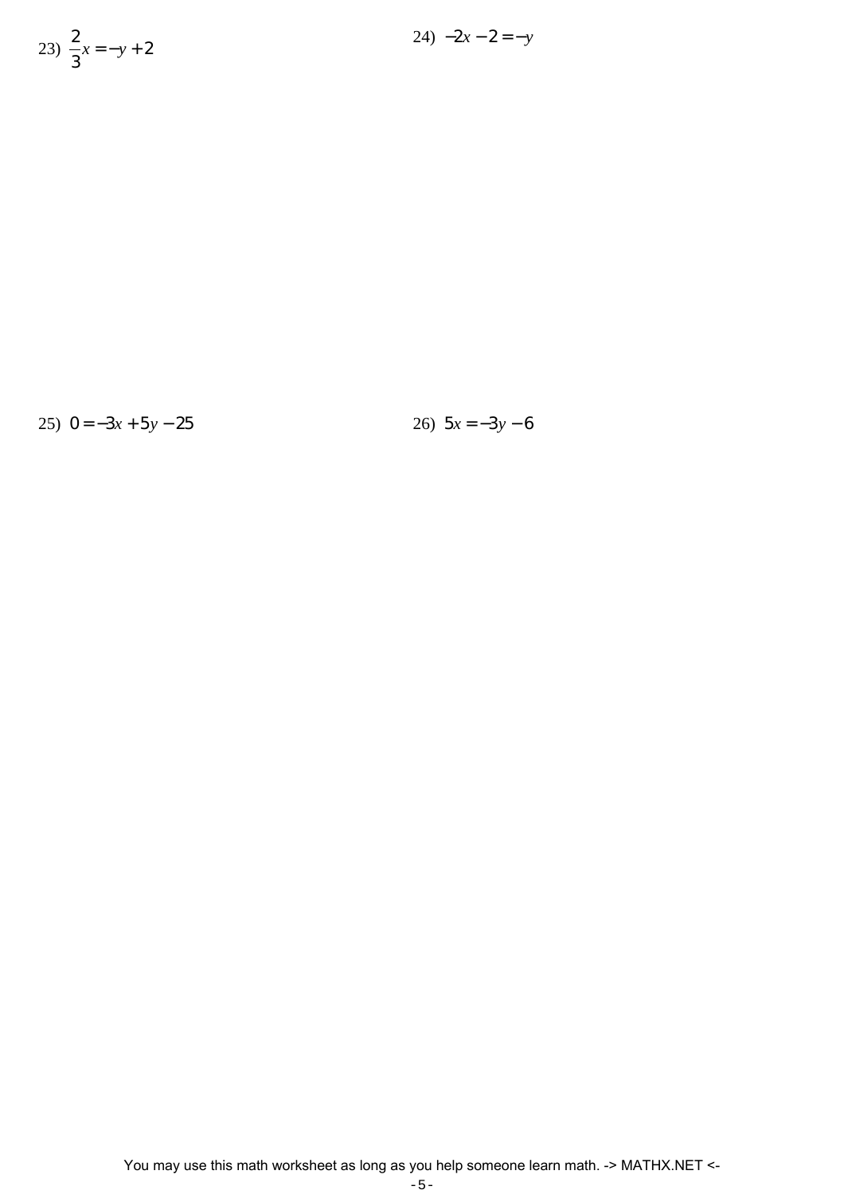23) $\frac{2}{3}x = -y + 2$

24) $-2x - 2 = -y$

25) $0 = -3x + 5y - 25$

26) $5x = -3y - 6$

You may use this math worksheet as long as you help someone learn math. -> MATHX.NET <-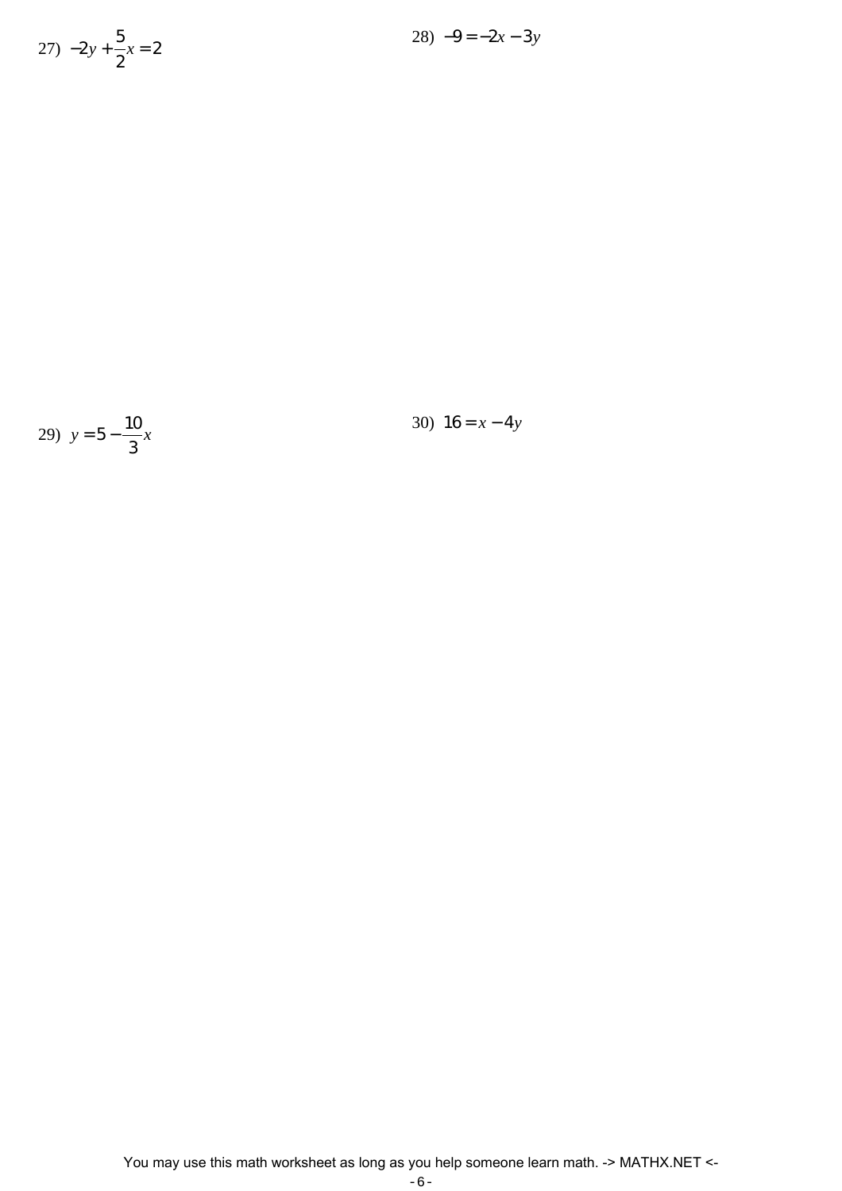27) $-2y + \frac{5}{2}x = 2$

28) $-9 = -2x - 3y$

29) $y = 5 - \frac{10}{3}x$

30) $16 = x - 4y$

You may use this math worksheet as long as you help someone learn math. -> MATHX.NET <-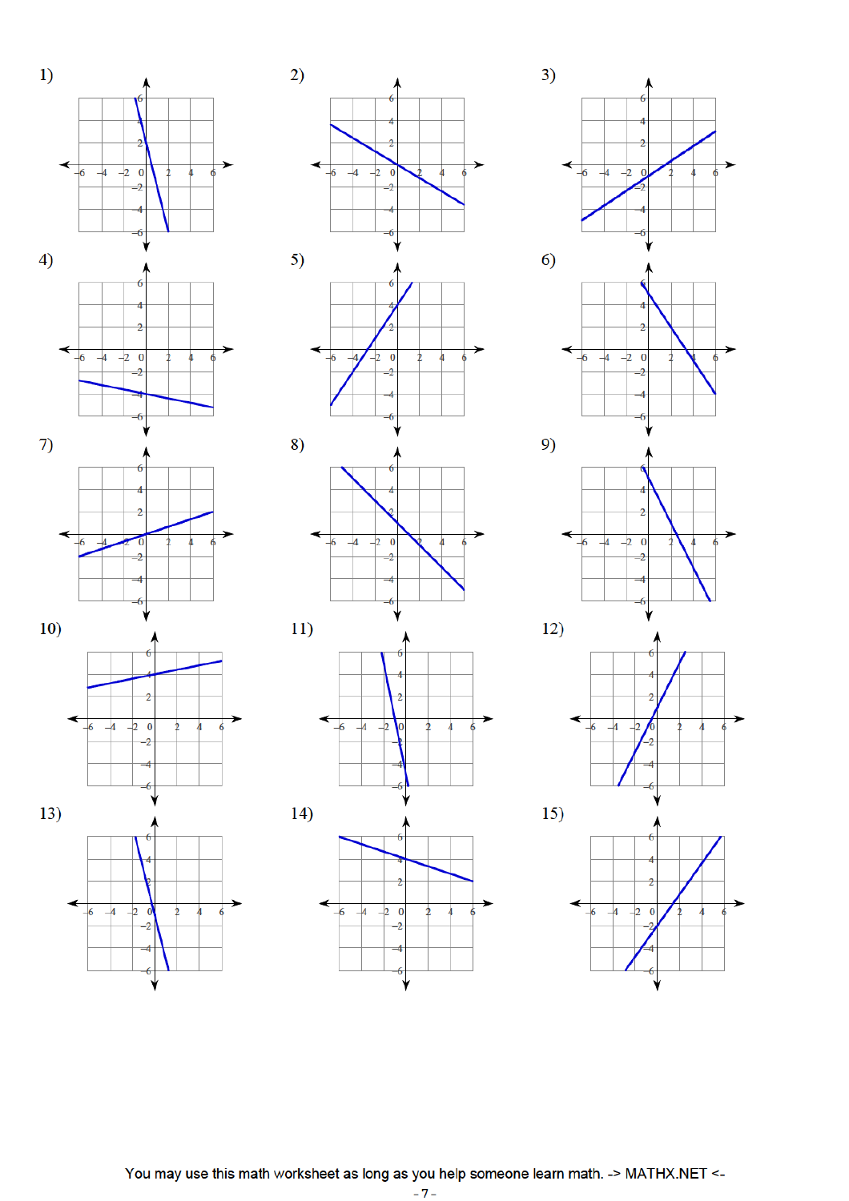1)

2)

3)

4)

5)

6)

7)

8)

9)

10)

11)

12)

13)

14)

15)

You may use this math worksheet as long as you help someone learn math. -> MATHX.NET <-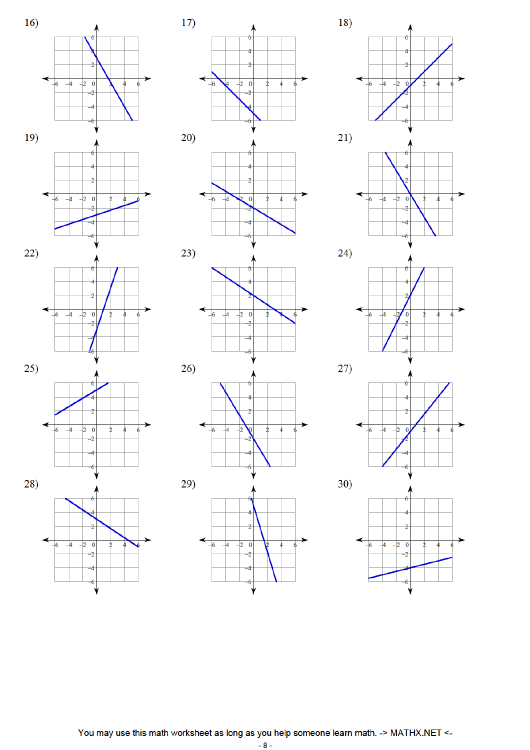16)

17)

18)

19)

20)

21)

22)

23)

24)

25)

26)

27)

28)

29)

30)

You may use this math worksheet as long as you help someone learn math. -> MATHX.NET <-